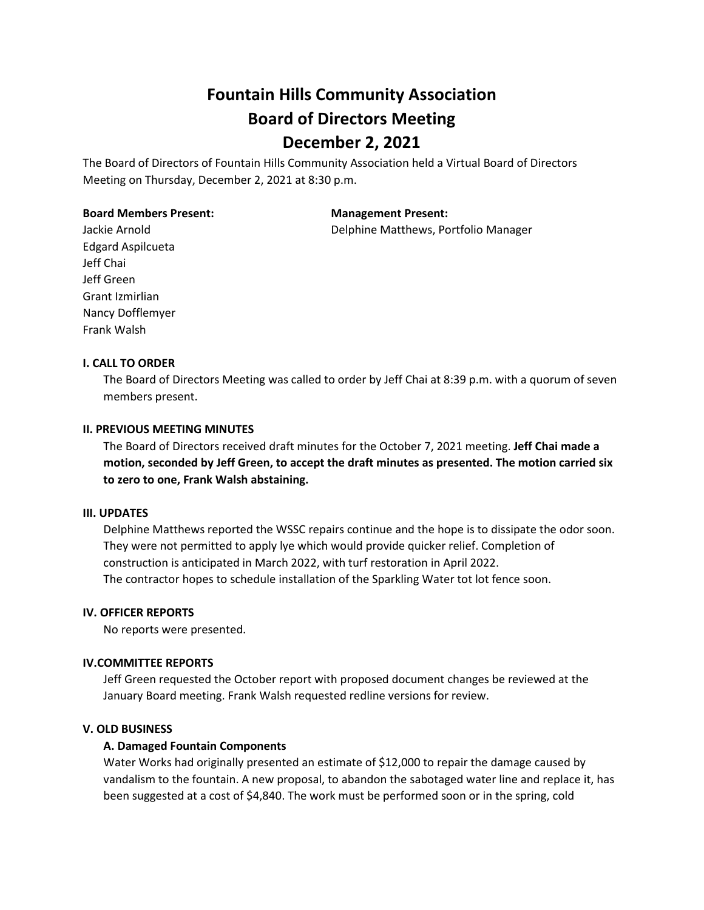# Fountain Hills Community Association
# Board of Directors Meeting
# December 2, 2021

The Board of Directors of Fountain Hills Community Association held a Virtual Board of Directors Meeting on Thursday, December 2, 2021 at 8:30 p.m.

**Board Members Present:**

Jackie Arnold
Edgard Aspilcueta
Jeff Chai
Jeff Green
Grant Izmirlian
Nancy Dofflemyer
Frank Walsh

**Management Present:**

Delphine Matthews, Portfolio Manager

### I. CALL TO ORDER

The Board of Directors Meeting was called to order by Jeff Chai at 8:39 p.m. with a quorum of seven members present.

### II. PREVIOUS MEETING MINUTES

The Board of Directors received draft minutes for the October 7, 2021 meeting. **Jeff Chai made a motion, seconded by Jeff Green, to accept the draft minutes as presented. The motion carried six to zero to one, Frank Walsh abstaining.**

### III. UPDATES

Delphine Matthews reported the WSSC repairs continue and the hope is to dissipate the odor soon. They were not permitted to apply lye which would provide quicker relief. Completion of construction is anticipated in March 2022, with turf restoration in April 2022.
The contractor hopes to schedule installation of the Sparkling Water tot lot fence soon.

### IV. OFFICER REPORTS

No reports were presented.

### IV.COMMITTEE REPORTS

Jeff Green requested the October report with proposed document changes be reviewed at the January Board meeting. Frank Walsh requested redline versions for review.

### V. OLD BUSINESS

#### A. Damaged Fountain Components

Water Works had originally presented an estimate of $12,000 to repair the damage caused by vandalism to the fountain. A new proposal, to abandon the sabotaged water line and replace it, has been suggested at a cost of $4,840. The work must be performed soon or in the spring, cold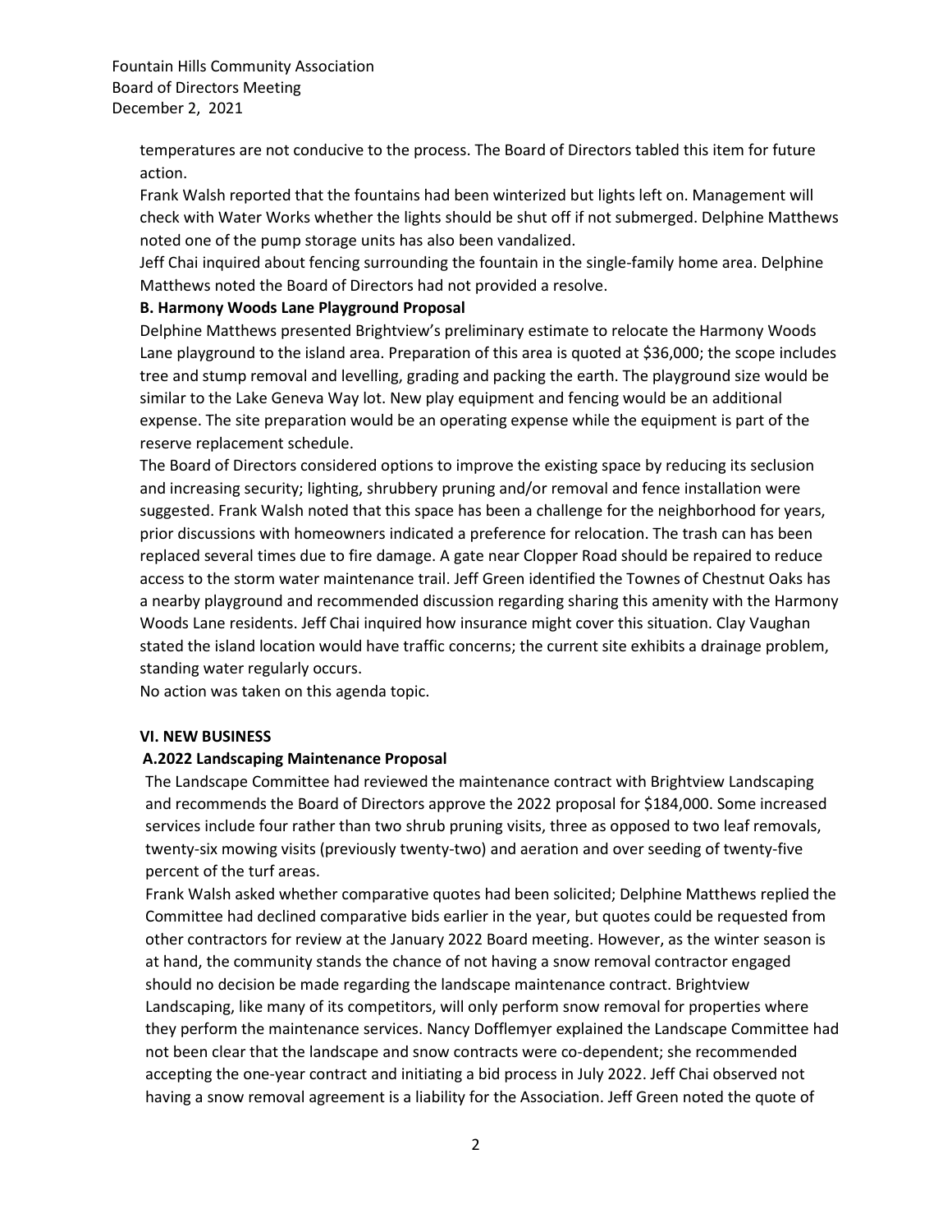temperatures are not conducive to the process. The Board of Directors tabled this item for future action.

Frank Walsh reported that the fountains had been winterized but lights left on. Management will check with Water Works whether the lights should be shut off if not submerged. Delphine Matthews noted one of the pump storage units has also been vandalized.

Jeff Chai inquired about fencing surrounding the fountain in the single-family home area. Delphine Matthews noted the Board of Directors had not provided a resolve.

**B. Harmony Woods Lane Playground Proposal**

Delphine Matthews presented Brightview's preliminary estimate to relocate the Harmony Woods Lane playground to the island area. Preparation of this area is quoted at $36,000; the scope includes tree and stump removal and levelling, grading and packing the earth. The playground size would be similar to the Lake Geneva Way lot. New play equipment and fencing would be an additional expense. The site preparation would be an operating expense while the equipment is part of the reserve replacement schedule.

The Board of Directors considered options to improve the existing space by reducing its seclusion and increasing security; lighting, shrubbery pruning and/or removal and fence installation were suggested. Frank Walsh noted that this space has been a challenge for the neighborhood for years, prior discussions with homeowners indicated a preference for relocation. The trash can has been replaced several times due to fire damage. A gate near Clopper Road should be repaired to reduce access to the storm water maintenance trail. Jeff Green identified the Townes of Chestnut Oaks has a nearby playground and recommended discussion regarding sharing this amenity with the Harmony Woods Lane residents. Jeff Chai inquired how insurance might cover this situation. Clay Vaughan stated the island location would have traffic concerns; the current site exhibits a drainage problem, standing water regularly occurs.

No action was taken on this agenda topic.

**VI. NEW BUSINESS**

**A.2022 Landscaping Maintenance Proposal**

The Landscape Committee had reviewed the maintenance contract with Brightview Landscaping and recommends the Board of Directors approve the 2022 proposal for $184,000. Some increased services include four rather than two shrub pruning visits, three as opposed to two leaf removals, twenty-six mowing visits (previously twenty-two) and aeration and over seeding of twenty-five percent of the turf areas.

Frank Walsh asked whether comparative quotes had been solicited; Delphine Matthews replied the Committee had declined comparative bids earlier in the year, but quotes could be requested from other contractors for review at the January 2022 Board meeting. However, as the winter season is at hand, the community stands the chance of not having a snow removal contractor engaged should no decision be made regarding the landscape maintenance contract. Brightview Landscaping, like many of its competitors, will only perform snow removal for properties where they perform the maintenance services. Nancy Dofflemyer explained the Landscape Committee had not been clear that the landscape and snow contracts were co-dependent; she recommended accepting the one-year contract and initiating a bid process in July 2022. Jeff Chai observed not having a snow removal agreement is a liability for the Association. Jeff Green noted the quote of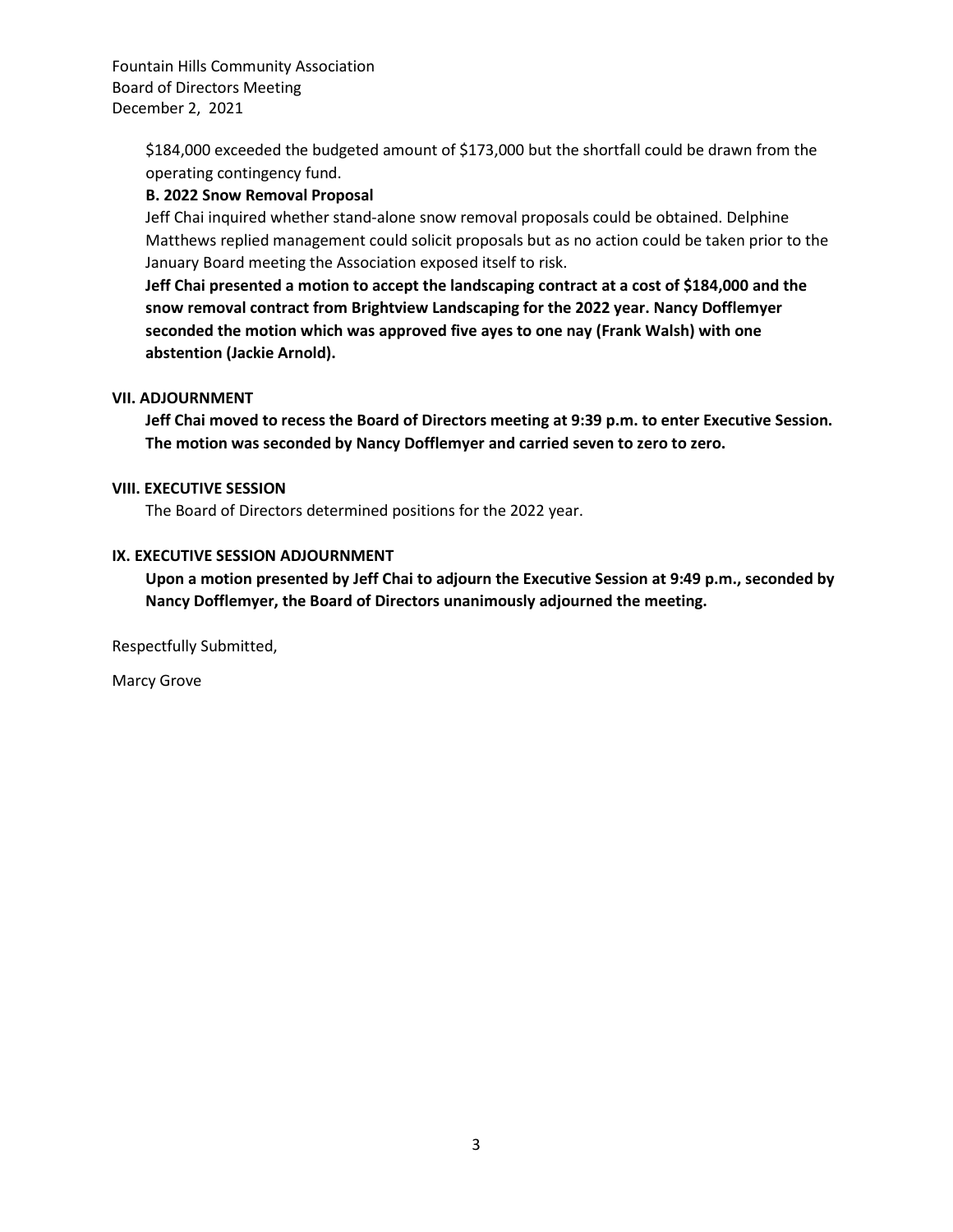$184,000 exceeded the budgeted amount of $173,000 but the shortfall could be drawn from the operating contingency fund.

**B. 2022 Snow Removal Proposal**

Jeff Chai inquired whether stand-alone snow removal proposals could be obtained. Delphine Matthews replied management could solicit proposals but as no action could be taken prior to the January Board meeting the Association exposed itself to risk.

**Jeff Chai presented a motion to accept the landscaping contract at a cost of $184,000 and the snow removal contract from Brightview Landscaping for the 2022 year. Nancy Dofflemyer seconded the motion which was approved five ayes to one nay (Frank Walsh) with one abstention (Jackie Arnold).**

**VII. ADJOURNMENT**

**Jeff Chai moved to recess the Board of Directors meeting at 9:39 p.m. to enter Executive Session. The motion was seconded by Nancy Dofflemyer and carried seven to zero to zero.**

**VIII. EXECUTIVE SESSION**

The Board of Directors determined positions for the 2022 year.

**IX. EXECUTIVE SESSION ADJOURNMENT**

**Upon a motion presented by Jeff Chai to adjourn the Executive Session at 9:49 p.m., seconded by Nancy Dofflemyer, the Board of Directors unanimously adjourned the meeting.**

Respectfully Submitted,

Marcy Grove